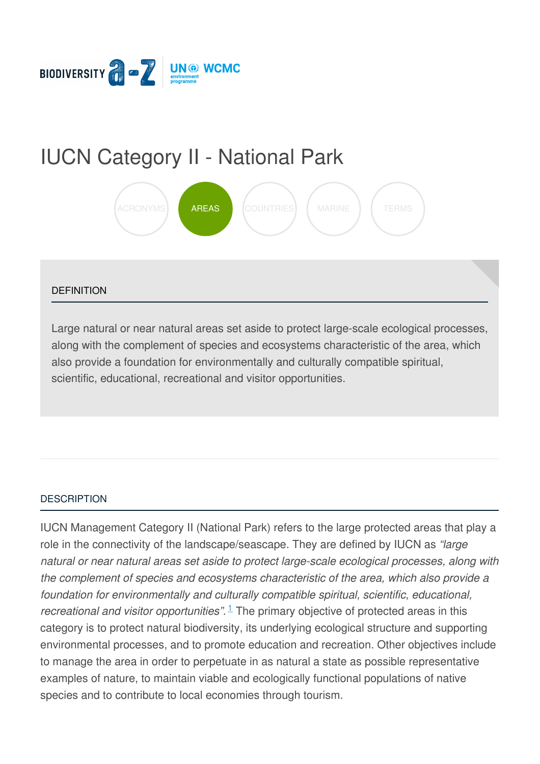BIODIVERSITY a-Z | UN environment programme WCMC

# IUCN Category II - National Park

ACRONYMS AREAS COUNTRIES MARINE TERMS

## DEFINITION

Large natural or near natural areas set aside to protect large-scale ecological processes, along with the complement of species and ecosystems characteristic of the area, which also provide a foundation for environmentally and culturally compatible spiritual, scientific, educational, recreational and visitor opportunities.

## DESCRIPTION

IUCN Management Category II (National Park) refers to the large protected areas that play a role in the connectivity of the landscape/seascape. They are defined by IUCN as *"large natural or near natural areas set aside to protect large-scale ecological processes, along with the complement of species and ecosystems characteristic of the area, which also provide a foundation for environmentally and culturally compatible spiritual, scientific, educational, recreational and visitor opportunities".*[1] The primary objective of protected areas in this category is to protect natural biodiversity, its underlying ecological structure and supporting environmental processes, and to promote education and recreation. Other objectives include to manage the area in order to perpetuate in as natural a state as possible representative examples of nature, to maintain viable and ecologically functional populations of native species and to contribute to local economies through tourism.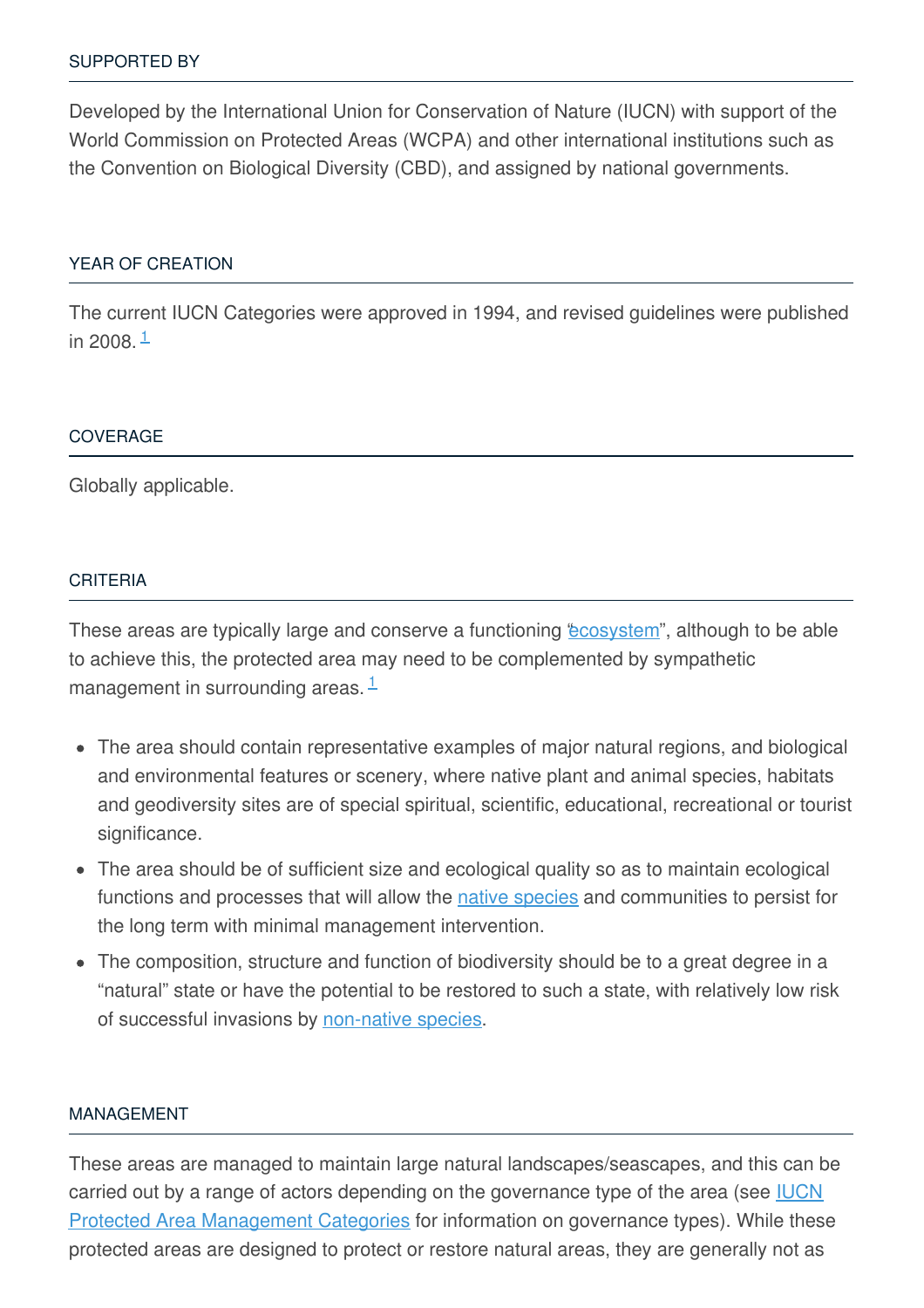## SUPPORTED BY

Developed by the International Union for Conservation of Nature (IUCN) with support of the World Commission on Protected Areas (WCPA) and other international institutions such as the Convention on Biological Diversity (CBD), and assigned by national governments.

## YEAR OF CREATION

The current IUCN Categories were approved in 1994, and revised guidelines were published in 2008.[1]

## COVERAGE

Globally applicable.

## CRITERIA

These areas are typically large and conserve a functioning "ecosystem", although to be able to achieve this, the protected area may need to be complemented by sympathetic management in surrounding areas.[1]

- The area should contain representative examples of major natural regions, and biological and environmental features or scenery, where native plant and animal species, habitats and geodiversity sites are of special spiritual, scientific, educational, recreational or tourist significance.
- The area should be of sufficient size and ecological quality so as to maintain ecological functions and processes that will allow the native species and communities to persist for the long term with minimal management intervention.
- The composition, structure and function of biodiversity should be to a great degree in a "natural" state or have the potential to be restored to such a state, with relatively low risk of successful invasions by non-native species.

## MANAGEMENT

These areas are managed to maintain large natural landscapes/seascapes, and this can be carried out by a range of actors depending on the governance type of the area (see IUCN Protected Area Management Categories for information on governance types). While these protected areas are designed to protect or restore natural areas, they are generally not as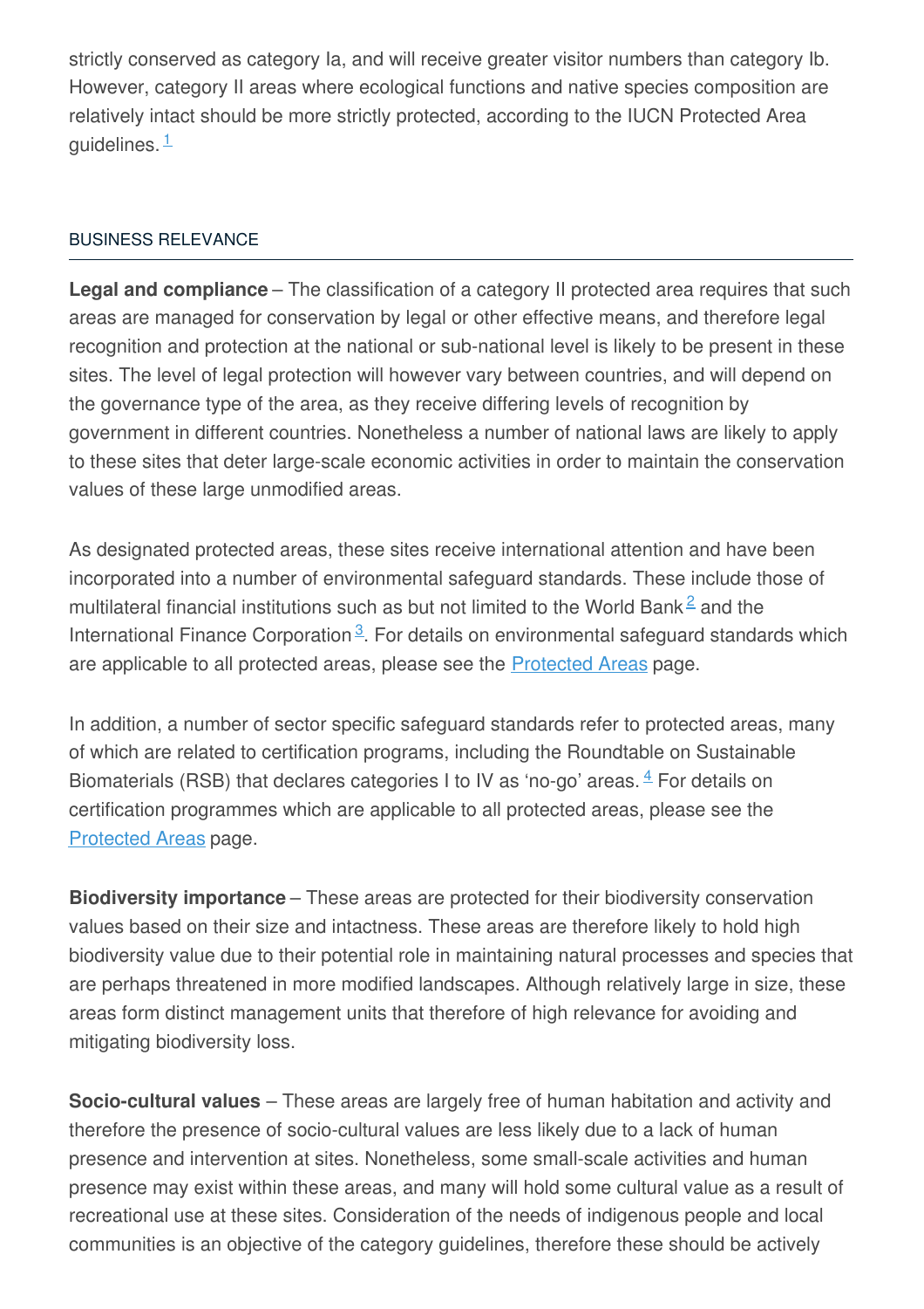strictly conserved as category Ia, and will receive greater visitor numbers than category Ib. However, category II areas where ecological functions and native species composition are relatively intact should be more strictly protected, according to the IUCN Protected Area guidelines. [1]

## BUSINESS RELEVANCE

**Legal and compliance** – The classification of a category II protected area requires that such areas are managed for conservation by legal or other effective means, and therefore legal recognition and protection at the national or sub-national level is likely to be present in these sites. The level of legal protection will however vary between countries, and will depend on the governance type of the area, as they receive differing levels of recognition by government in different countries. Nonetheless a number of national laws are likely to apply to these sites that deter large-scale economic activities in order to maintain the conservation values of these large unmodified areas.

As designated protected areas, these sites receive international attention and have been incorporated into a number of environmental safeguard standards. These include those of multilateral financial institutions such as but not limited to the World Bank [2] and the International Finance Corporation [3]. For details on environmental safeguard standards which are applicable to all protected areas, please see the Protected Areas page.

In addition, a number of sector specific safeguard standards refer to protected areas, many of which are related to certification programs, including the Roundtable on Sustainable Biomaterials (RSB) that declares categories I to IV as 'no-go' areas. [4] For details on certification programmes which are applicable to all protected areas, please see the Protected Areas page.

**Biodiversity importance** – These areas are protected for their biodiversity conservation values based on their size and intactness. These areas are therefore likely to hold high biodiversity value due to their potential role in maintaining natural processes and species that are perhaps threatened in more modified landscapes. Although relatively large in size, these areas form distinct management units that therefore of high relevance for avoiding and mitigating biodiversity loss.

**Socio-cultural values** – These areas are largely free of human habitation and activity and therefore the presence of socio-cultural values are less likely due to a lack of human presence and intervention at sites. Nonetheless, some small-scale activities and human presence may exist within these areas, and many will hold some cultural value as a result of recreational use at these sites. Consideration of the needs of indigenous people and local communities is an objective of the category guidelines, therefore these should be actively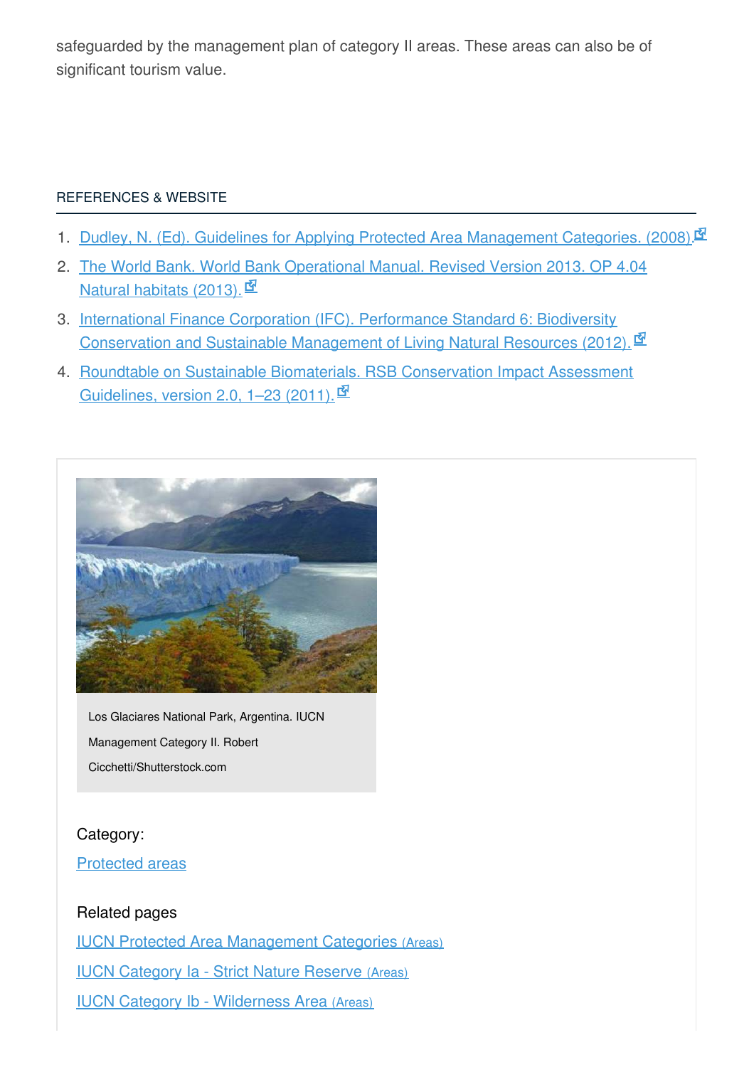safeguarded by the management plan of category II areas. These areas can also be of significant tourism value.

## REFERENCES & WEBSITE

1. Dudley, N. (Ed). Guidelines for Applying Protected Area Management Categories. (2008).
2. The World Bank. World Bank Operational Manual. Revised Version 2013. OP 4.04 Natural habitats (2013).
3. International Finance Corporation (IFC). Performance Standard 6: Biodiversity Conservation and Sustainable Management of Living Natural Resources (2012).
4. Roundtable on Sustainable Biomaterials. RSB Conservation Impact Assessment Guidelines, version 2.0, 1–23 (2011).

Los Glaciares National Park, Argentina. IUCN Management Category II. Robert Cicchetti/Shutterstock.com

Category:

Protected areas

Related pages

IUCN Protected Area Management Categories (Areas)

IUCN Category Ia - Strict Nature Reserve (Areas)

IUCN Category Ib - Wilderness Area (Areas)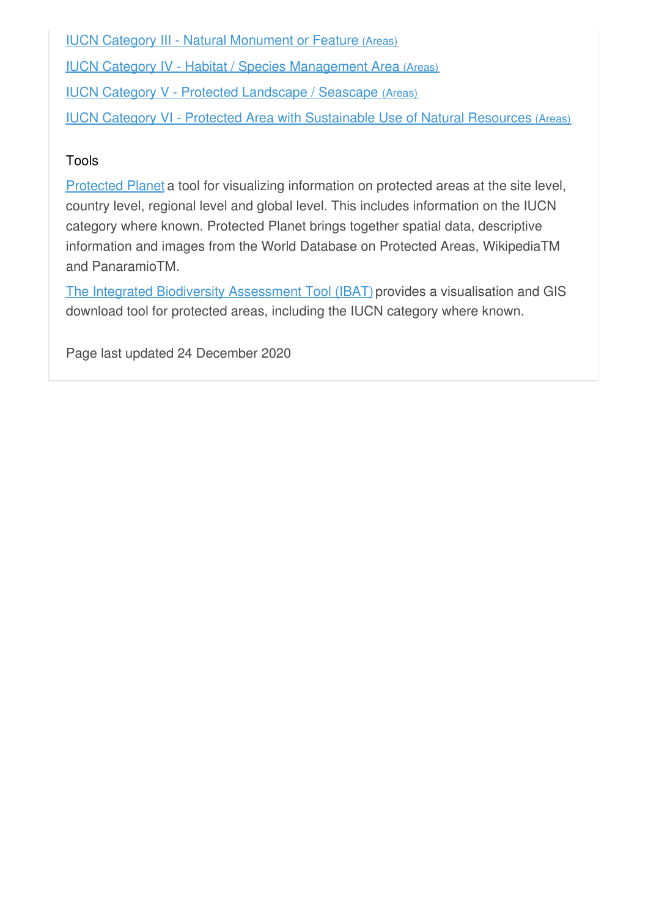IUCN Category III - Natural Monument or Feature (Areas)

IUCN Category IV - Habitat / Species Management Area (Areas)

IUCN Category V - Protected Landscape / Seascape (Areas)

IUCN Category VI - Protected Area with Sustainable Use of Natural Resources (Areas)

Tools

Protected Planet a tool for visualizing information on protected areas at the site level, country level, regional level and global level. This includes information on the IUCN category where known. Protected Planet brings together spatial data, descriptive information and images from the World Database on Protected Areas, WikipediaTM and PanaramioTM.

The Integrated Biodiversity Assessment Tool (IBAT) provides a visualisation and GIS download tool for protected areas, including the IUCN category where known.

Page last updated 24 December 2020